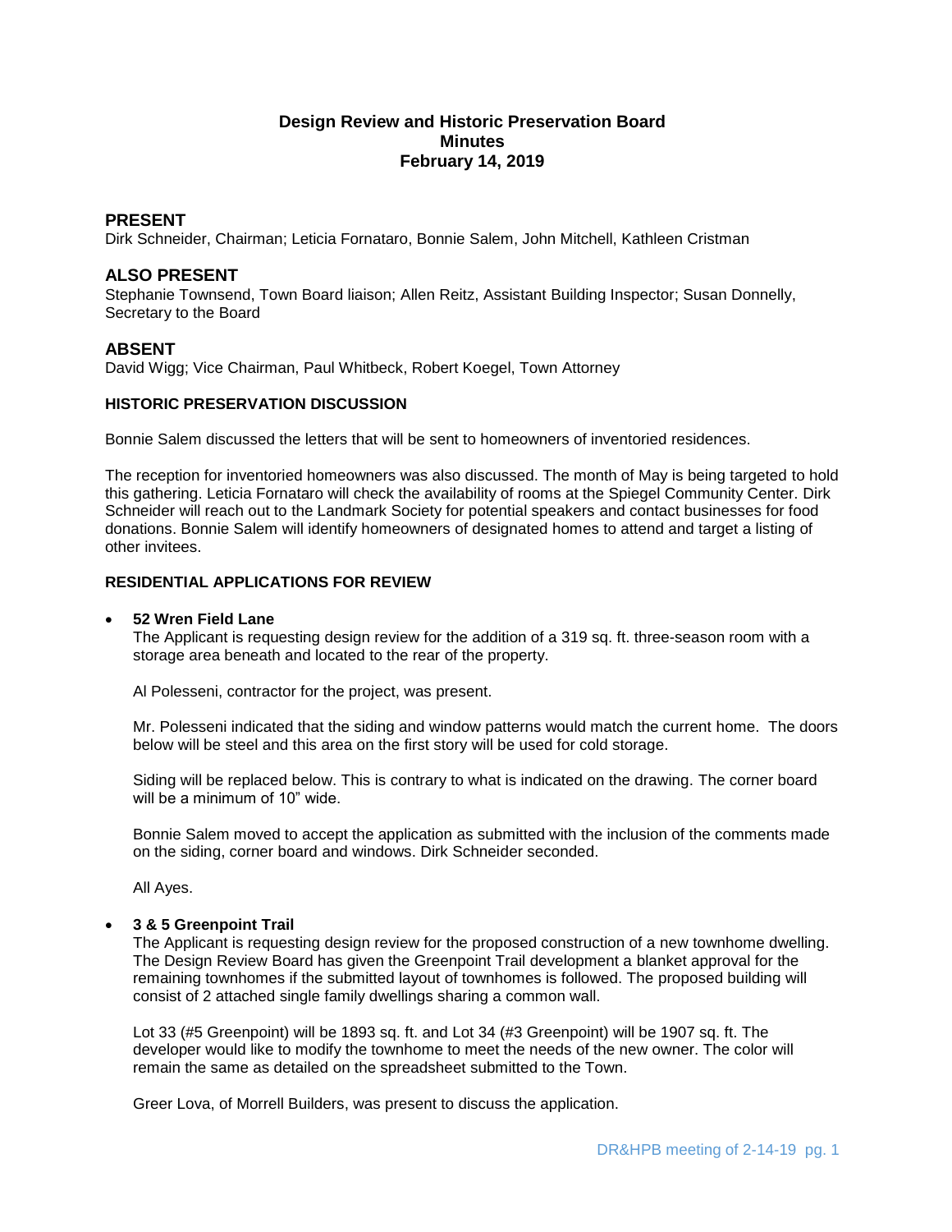# Design Review and Historic Preservation Board
# Minutes
# February 14, 2019

## PRESENT

Dirk Schneider, Chairman; Leticia Fornataro, Bonnie Salem, John Mitchell, Kathleen Cristman

## ALSO PRESENT

Stephanie Townsend, Town Board liaison; Allen Reitz, Assistant Building Inspector; Susan Donnelly, Secretary to the Board

## ABSENT

David Wigg; Vice Chairman, Paul Whitbeck, Robert Koegel, Town Attorney

### HISTORIC PRESERVATION DISCUSSION

Bonnie Salem discussed the letters that will be sent to homeowners of inventoried residences.

The reception for inventoried homeowners was also discussed. The month of May is being targeted to hold this gathering. Leticia Fornataro will check the availability of rooms at the Spiegel Community Center. Dirk Schneider will reach out to the Landmark Society for potential speakers and contact businesses for food donations. Bonnie Salem will identify homeowners of designated homes to attend and target a listing of other invitees.

### RESIDENTIAL APPLICATIONS FOR REVIEW

- **52 Wren Field Lane**

  The Applicant is requesting design review for the addition of a 319 sq. ft. three-season room with a storage area beneath and located to the rear of the property.

  Al Polesseni, contractor for the project, was present.

  Mr. Polesseni indicated that the siding and window patterns would match the current home. The doors below will be steel and this area on the first story will be used for cold storage.

  Siding will be replaced below. This is contrary to what is indicated on the drawing. The corner board will be a minimum of 10" wide.

  Bonnie Salem moved to accept the application as submitted with the inclusion of the comments made on the siding, corner board and windows. Dirk Schneider seconded.

  All Ayes.

- **3 & 5 Greenpoint Trail**

  The Applicant is requesting design review for the proposed construction of a new townhome dwelling. The Design Review Board has given the Greenpoint Trail development a blanket approval for the remaining townhomes if the submitted layout of townhomes is followed. The proposed building will consist of 2 attached single family dwellings sharing a common wall.

  Lot 33 (#5 Greenpoint) will be 1893 sq. ft. and Lot 34 (#3 Greenpoint) will be 1907 sq. ft. The developer would like to modify the townhome to meet the needs of the new owner. The color will remain the same as detailed on the spreadsheet submitted to the Town.

  Greer Lova, of Morrell Builders, was present to discuss the application.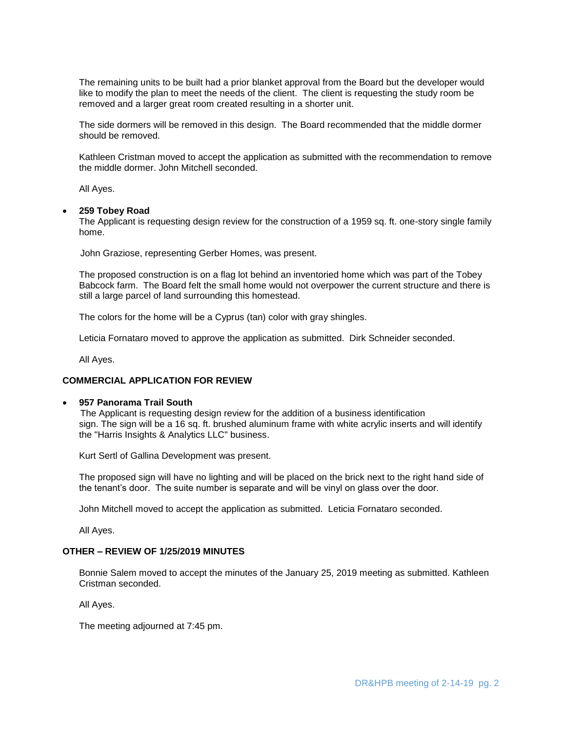The remaining units to be built had a prior blanket approval from the Board but the developer would like to modify the plan to meet the needs of the client. The client is requesting the study room be removed and a larger great room created resulting in a shorter unit.

The side dormers will be removed in this design. The Board recommended that the middle dormer should be removed.

Kathleen Cristman moved to accept the application as submitted with the recommendation to remove the middle dormer. John Mitchell seconded.

All Ayes.

- **259 Tobey Road**
  The Applicant is requesting design review for the construction of a 1959 sq. ft. one-story single family home.

  John Graziose, representing Gerber Homes, was present.

  The proposed construction is on a flag lot behind an inventoried home which was part of the Tobey Babcock farm. The Board felt the small home would not overpower the current structure and there is still a large parcel of land surrounding this homestead.

  The colors for the home will be a Cyprus (tan) color with gray shingles.

  Leticia Fornataro moved to approve the application as submitted. Dirk Schneider seconded.

  All Ayes.

**COMMERCIAL APPLICATION FOR REVIEW**

- **957 Panorama Trail South**
  The Applicant is requesting design review for the addition of a business identification sign. The sign will be a 16 sq. ft. brushed aluminum frame with white acrylic inserts and will identify the "Harris Insights & Analytics LLC" business.

  Kurt Sertl of Gallina Development was present.

  The proposed sign will have no lighting and will be placed on the brick next to the right hand side of the tenant's door. The suite number is separate and will be vinyl on glass over the door.

  John Mitchell moved to accept the application as submitted. Leticia Fornataro seconded.

  All Ayes.

**OTHER – REVIEW OF 1/25/2019 MINUTES**

Bonnie Salem moved to accept the minutes of the January 25, 2019 meeting as submitted. Kathleen Cristman seconded.

All Ayes.

The meeting adjourned at 7:45 pm.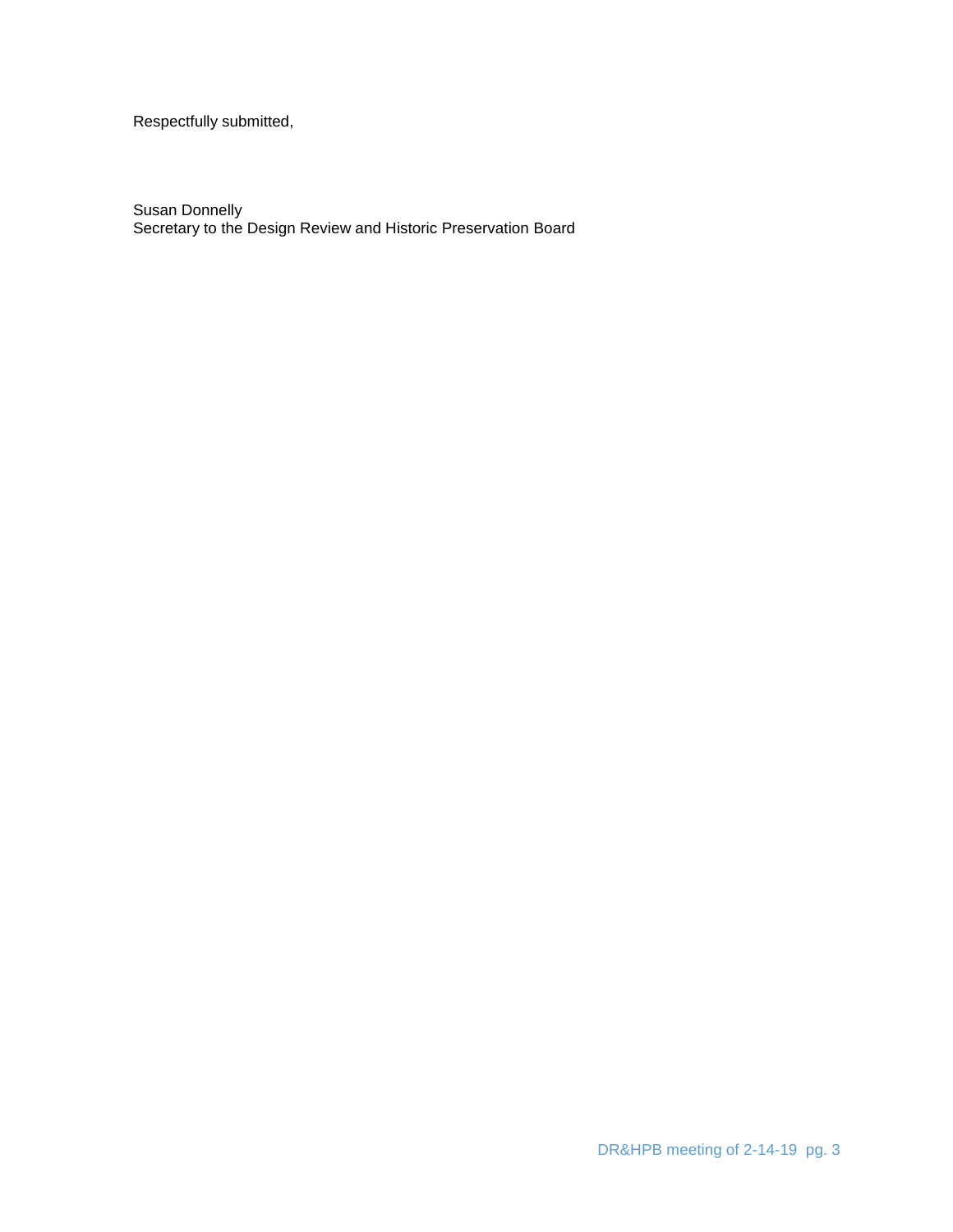Respectfully submitted,

Susan Donnelly
Secretary to the Design Review and Historic Preservation Board